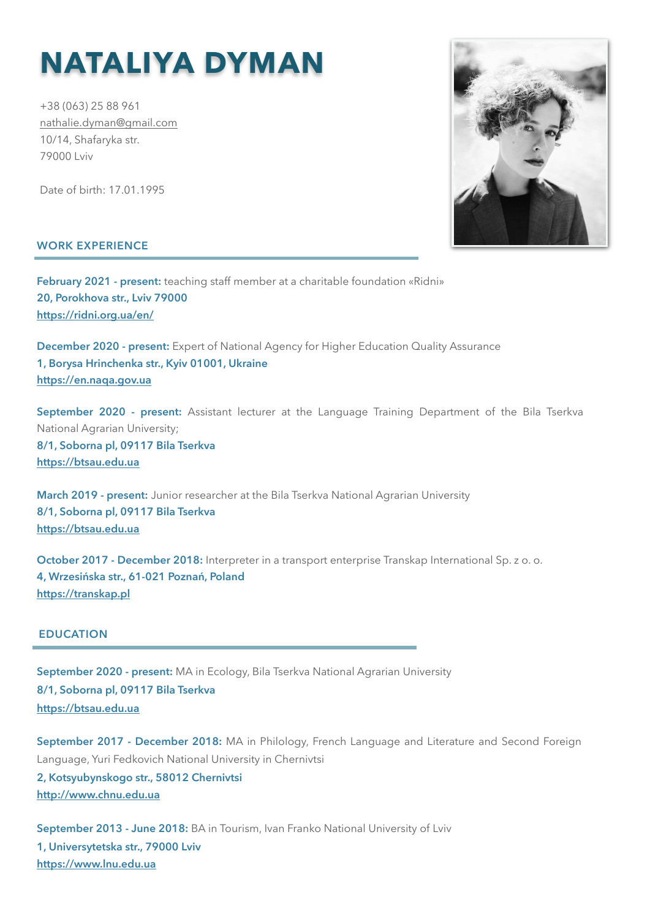# NATALIYA DYMAN

+38 (063) 25 88 961
nathalie.dyman@gmail.com
10/14, Shafaryka str.
79000 Lviv

Date of birth: 17.01.1995

## WORK EXPERIENCE

**February 2021 - present:** teaching staff member at a charitable foundation «Ridni»
**20, Porokhova str., Lviv 79000**
**https://ridni.org.ua/en/**

**December 2020 - present:** Expert of National Agency for Higher Education Quality Assurance
**1, Borysa Hrinchenka str., Kyiv 01001, Ukraine**
**https://en.naqa.gov.ua**

**September 2020 - present:** Assistant lecturer at the Language Training Department of the Bila Tserkva National Agrarian University;
**8/1, Soborna pl, 09117 Bila Tserkva**
**https://btsau.edu.ua**

**March 2019 - present:** Junior researcher at the Bila Tserkva National Agrarian University
**8/1, Soborna pl, 09117 Bila Tserkva**
**https://btsau.edu.ua**

**October 2017 - December 2018:** Interpreter in a transport enterprise Transkap International Sp. z o. o.
**4, Wrzesińska str., 61-021 Poznań, Poland**
**https://transkap.pl**

## EDUCATION

**September 2020 - present:** MA in Ecology, Bila Tserkva National Agrarian University
**8/1, Soborna pl, 09117 Bila Tserkva**
**https://btsau.edu.ua**

**September 2017 - December 2018:** MA in Philology, French Language and Literature and Second Foreign Language, Yuri Fedkovich National University in Chernivtsi
**2, Kotsyubynskogo str., 58012 Chernivtsi**
**http://www.chnu.edu.ua**

**September 2013 - June 2018:** BA in Tourism, Ivan Franko National University of Lviv
**1, Universytetska str., 79000 Lviv**
**https://www.lnu.edu.ua**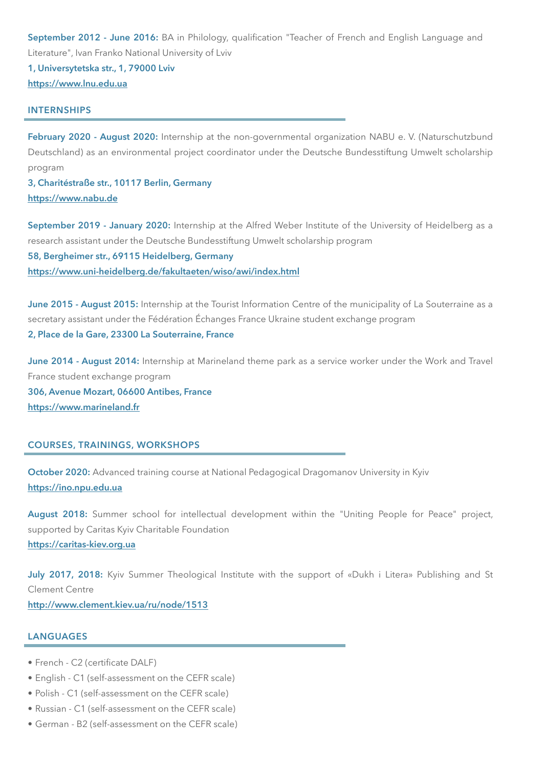**September 2012 - June 2016:** BA in Philology, qualification "Teacher of French and English Language and Literature", Ivan Franko National University of Lviv
**1, Universytetska str., 1, 79000 Lviv**
**https://www.lnu.edu.ua**

## INTERNSHIPS

**February 2020 - August 2020:** Internship at the non-governmental organization NABU e. V. (Naturschutzbund Deutschland) as an environmental project coordinator under the Deutsche Bundesstiftung Umwelt scholarship program
**3, Charitéstraße str., 10117 Berlin, Germany**
**https://www.nabu.de**

**September 2019 - January 2020:** Internship at the Alfred Weber Institute of the University of Heidelberg as a research assistant under the Deutsche Bundesstiftung Umwelt scholarship program
**58, Bergheimer str., 69115 Heidelberg, Germany**
**https://www.uni-heidelberg.de/fakultaeten/wiso/awi/index.html**

**June 2015 - August 2015:** Internship at the Tourist Information Centre of the municipality of La Souterraine as a secretary assistant under the Fédération Échanges France Ukraine student exchange program
**2, Place de la Gare, 23300 La Souterraine, France**

**June 2014 - August 2014:** Internship at Marineland theme park as a service worker under the Work and Travel France student exchange program
**306, Avenue Mozart, 06600 Antibes, France**
**https://www.marineland.fr**

## COURSES, TRAININGS, WORKSHOPS

**October 2020:** Advanced training course at National Pedagogical Dragomanov University in Kyiv
**https://ino.npu.edu.ua**

**August 2018:** Summer school for intellectual development within the "Uniting People for Peace" project, supported by Caritas Kyiv Charitable Foundation
**https://caritas-kiev.org.ua**

**July 2017, 2018:** Kyiv Summer Theological Institute with the support of «Dukh i Litera» Publishing and St Clement Centre
**http://www.clement.kiev.ua/ru/node/1513**

## LANGUAGES

- French - C2 (certificate DALF)
- English - C1 (self-assessment on the CEFR scale)
- Polish - C1 (self-assessment on the CEFR scale)
- Russian - C1 (self-assessment on the CEFR scale)
- German - B2 (self-assessment on the CEFR scale)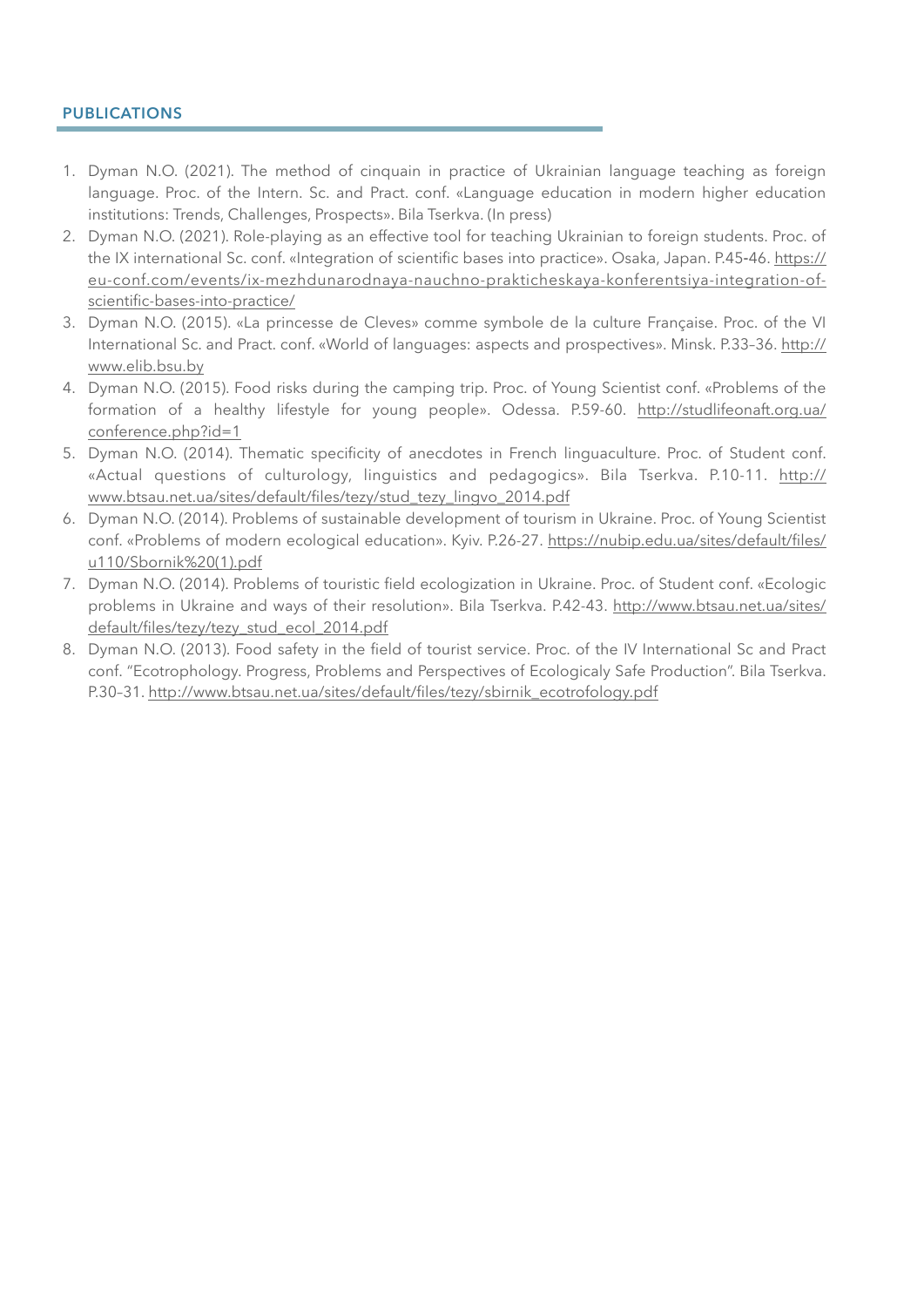## PUBLICATIONS

1. Dyman N.O. (2021). The method of cinquain in practice of Ukrainian language teaching as foreign language. Proc. of the Intern. Sc. and Pract. conf. «Language education in modern higher education institutions: Trends, Challenges, Prospects». Bila Tserkva. (In press)
2. Dyman N.O. (2021). Role-playing as an effective tool for teaching Ukrainian to foreign students. Proc. of the IX international Sc. conf. «Integration of scientific bases into practice». Osaka, Japan. P.45-46. https://eu-conf.com/events/ix-mezhdunarodnaya-nauchno-prakticheskaya-konferentsiya-integration-of-scientific-bases-into-practice/
3. Dyman N.O. (2015). «La princesse de Cleves» comme symbole de la culture Française. Proc. of the VI International Sc. and Pract. conf. «World of languages: aspects and prospectives». Minsk. P.33–36. http://www.elib.bsu.by
4. Dyman N.O. (2015). Food risks during the camping trip. Proc. of Young Scientist conf. «Problems of the formation of a healthy lifestyle for young people». Odessa. P.59-60. http://studlifeonaft.org.ua/conference.php?id=1
5. Dyman N.O. (2014). Thematic specificity of anecdotes in French linguaculture. Proc. of Student conf. «Actual questions of culturology, linguistics and pedagogics». Bila Tserkva. P.10-11. http://www.btsau.net.ua/sites/default/files/tezy/stud_tezy_lingvo_2014.pdf
6. Dyman N.O. (2014). Problems of sustainable development of tourism in Ukraine. Proc. of Young Scientist conf. «Problems of modern ecological education». Kyiv. P.26-27. https://nubip.edu.ua/sites/default/files/u110/Sbornik%20(1).pdf
7. Dyman N.O. (2014). Problems of touristic field ecologization in Ukraine. Proc. of Student conf. «Ecologic problems in Ukraine and ways of their resolution». Bila Tserkva. P.42-43. http://www.btsau.net.ua/sites/default/files/tezy/tezy_stud_ecol_2014.pdf
8. Dyman N.O. (2013). Food safety in the field of tourist service. Proc. of the IV International Sc and Pract conf. "Ecotrophology. Progress, Problems and Perspectives of Ecologicaly Safe Production". Bila Tserkva. P.30–31. http://www.btsau.net.ua/sites/default/files/tezy/sbirnik_ecotrofology.pdf